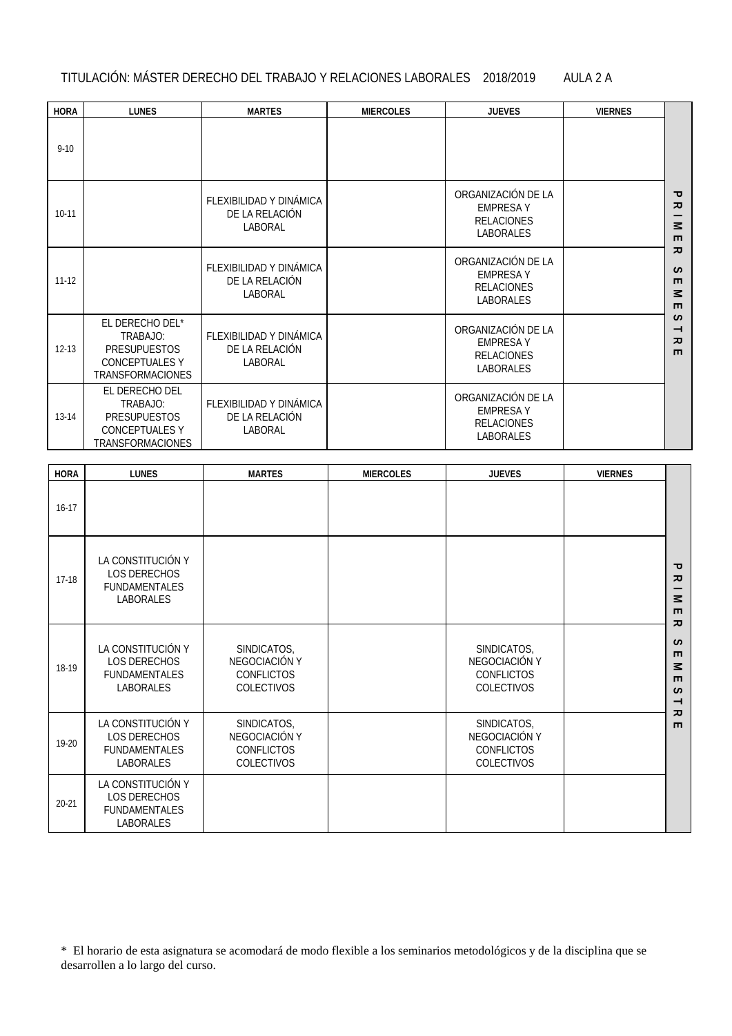TITULACIÓN: MÁSTER DERECHO DEL TRABAJO Y RELACIONES LABORALES 2018/2019 AULA 2 A

| HORA | LUNES | MARTES | MIERCOLES | JUEVES | VIERNES | PRIMER SEMESTRE |
|---|---|---|---|---|---|---|
| 9-10 | | | | | | |
| 10-11 | | FLEXIBILIDAD Y DINÁMICA DE LA RELACIÓN LABORAL | | ORGANIZACIÓN DE LA EMPRESA Y RELACIONES LABORALES | | |
| 11-12 | | FLEXIBILIDAD Y DINÁMICA DE LA RELACIÓN LABORAL | | ORGANIZACIÓN DE LA EMPRESA Y RELACIONES LABORALES | | |
| 12-13 | EL DERECHO DEL* TRABAJO: PRESUPUESTOS CONCEPTUALES Y TRANSFORMACIONES | FLEXIBILIDAD Y DINÁMICA DE LA RELACIÓN LABORAL | | ORGANIZACIÓN DE LA EMPRESA Y RELACIONES LABORALES | | |
| 13-14 | EL DERECHO DEL TRABAJO: PRESUPUESTOS CONCEPTUALES Y TRANSFORMACIONES | FLEXIBILIDAD Y DINÁMICA DE LA RELACIÓN LABORAL | | ORGANIZACIÓN DE LA EMPRESA Y RELACIONES LABORALES | | |

| HORA | LUNES | MARTES | MIERCOLES | JUEVES | VIERNES | PRIMER SEMESTRE |
|---|---|---|---|---|---|---|
| 16-17 | | | | | | |
| 17-18 | LA CONSTITUCIÓN Y LOS DERECHOS FUNDAMENTALES LABORALES | | | | | |
| 18-19 | LA CONSTITUCIÓN Y LOS DERECHOS FUNDAMENTALES LABORALES | SINDICATOS, NEGOCIACIÓN Y CONFLICTOS COLECTIVOS | | SINDICATOS, NEGOCIACIÓN Y CONFLICTOS COLECTIVOS | | |
| 19-20 | LA CONSTITUCIÓN Y LOS DERECHOS FUNDAMENTALES LABORALES | SINDICATOS, NEGOCIACIÓN Y CONFLICTOS COLECTIVOS | | SINDICATOS, NEGOCIACIÓN Y CONFLICTOS COLECTIVOS | | |
| 20-21 | LA CONSTITUCIÓN Y LOS DERECHOS FUNDAMENTALES LABORALES | | | | | |

\* El horario de esta asignatura se acomodará de modo flexible a los seminarios metodológicos y de la disciplina que se desarrollen a lo largo del curso.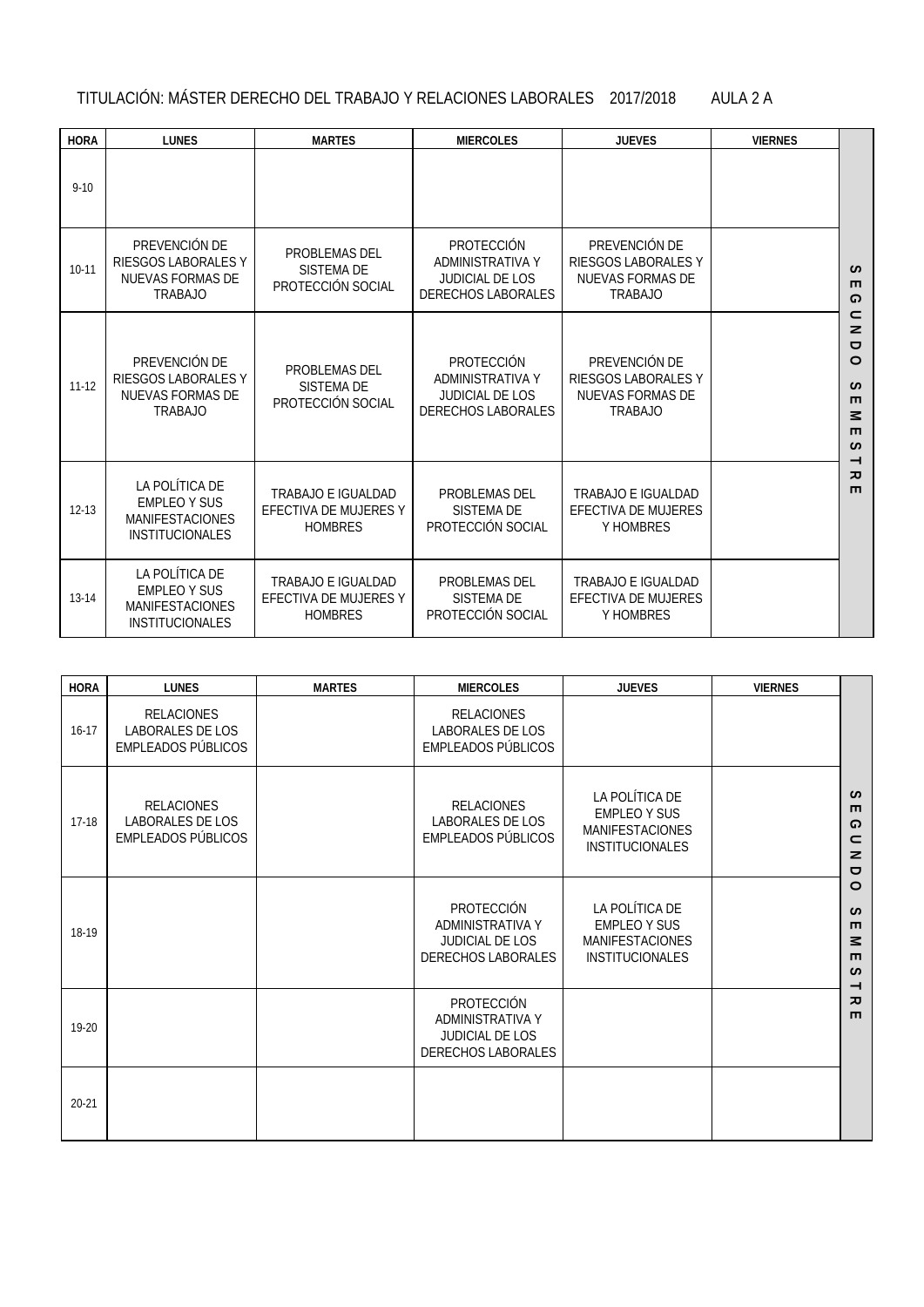TITULACIÓN: MÁSTER DERECHO DEL TRABAJO Y RELACIONES LABORALES 2017/2018 AULA 2 A

| HORA | LUNES | MARTES | MIERCOLES | JUEVES | VIERNES | |
|---|---|---|---|---|---|---|
| 9-10 | | | | | | SEGUNDO SEMESTRE |
| 10-11 | PREVENCIÓN DE RIESGOS LABORALES Y NUEVAS FORMAS DE TRABAJO | PROBLEMAS DEL SISTEMA DE PROTECCIÓN SOCIAL | PROTECCIÓN ADMINISTRATIVA Y JUDICIAL DE LOS DERECHOS LABORALES | PREVENCIÓN DE RIESGOS LABORALES Y NUEVAS FORMAS DE TRABAJO | | |
| 11-12 | PREVENCIÓN DE RIESGOS LABORALES Y NUEVAS FORMAS DE TRABAJO | PROBLEMAS DEL SISTEMA DE PROTECCIÓN SOCIAL | PROTECCIÓN ADMINISTRATIVA Y JUDICIAL DE LOS DERECHOS LABORALES | PREVENCIÓN DE RIESGOS LABORALES Y NUEVAS FORMAS DE TRABAJO | | |
| 12-13 | LA POLÍTICA DE EMPLEO Y SUS MANIFESTACIONES INSTITUCIONALES | TRABAJO E IGUALDAD EFECTIVA DE MUJERES Y HOMBRES | PROBLEMAS DEL SISTEMA DE PROTECCIÓN SOCIAL | TRABAJO E IGUALDAD EFECTIVA DE MUJERES Y HOMBRES | | |
| 13-14 | LA POLÍTICA DE EMPLEO Y SUS MANIFESTACIONES INSTITUCIONALES | TRABAJO E IGUALDAD EFECTIVA DE MUJERES Y HOMBRES | PROBLEMAS DEL SISTEMA DE PROTECCIÓN SOCIAL | TRABAJO E IGUALDAD EFECTIVA DE MUJERES Y HOMBRES | | |

| HORA | LUNES | MARTES | MIERCOLES | JUEVES | VIERNES | |
|---|---|---|---|---|---|---|
| 16-17 | RELACIONES LABORALES DE LOS EMPLEADOS PÚBLICOS | | RELACIONES LABORALES DE LOS EMPLEADOS PÚBLICOS | | | SEGUNDO SEMESTRE |
| 17-18 | RELACIONES LABORALES DE LOS EMPLEADOS PÚBLICOS | | RELACIONES LABORALES DE LOS EMPLEADOS PÚBLICOS | LA POLÍTICA DE EMPLEO Y SUS MANIFESTACIONES INSTITUCIONALES | | |
| 18-19 | | | PROTECCIÓN ADMINISTRATIVA Y JUDICIAL DE LOS DERECHOS LABORALES | LA POLÍTICA DE EMPLEO Y SUS MANIFESTACIONES INSTITUCIONALES | | |
| 19-20 | | | PROTECCIÓN ADMINISTRATIVA Y JUDICIAL DE LOS DERECHOS LABORALES | | | |
| 20-21 | | | | | | |